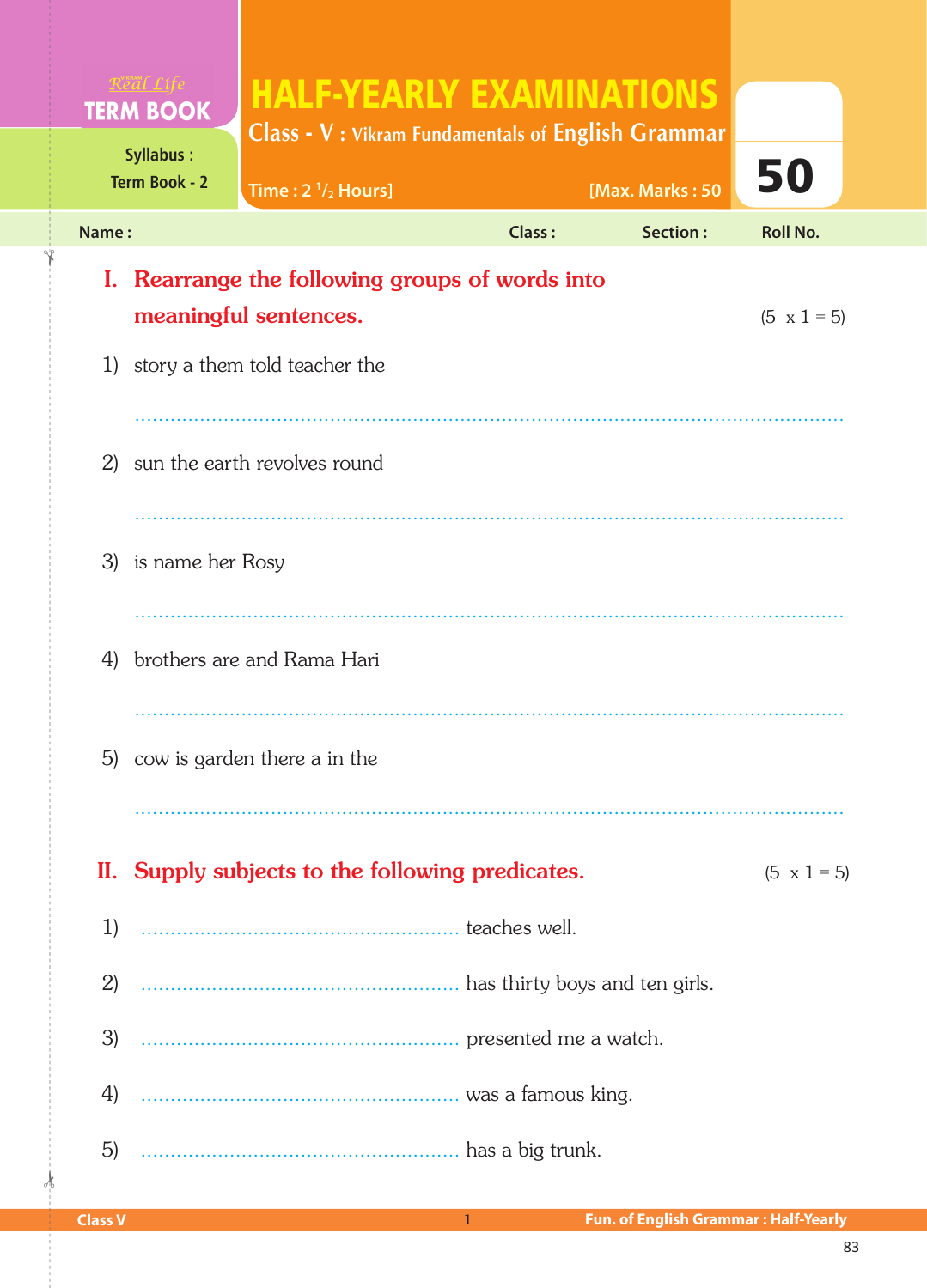Real Life **TERM BOOK**

Syllabus : Term Book - 2

# HALF-YEARLY EXAMINATIONS

**Class - V : Vikram Fundamentals of English Grammar**

Time : 2 $^1/_2$ Hours] [Max. Marks : 50

50

Name : Class : Section : Roll No.

## I. Rearrange the following groups of words into meaningful sentences. (5 x 1 = 5)

1) story a them told teacher the

..........................................................................................................

2) sun the earth revolves round

..........................................................................................................

3) is name her Rosy

..........................................................................................................

4) brothers are and Rama Hari

..........................................................................................................

5) cow is garden there a in the

..........................................................................................................

## II. Supply subjects to the following predicates. (5 x 1 = 5)

1) ...................................................... teaches well.

2) ...................................................... has thirty boys and ten girls.

3) ...................................................... presented me a watch.

4) ...................................................... was a famous king.

5) ...................................................... has a big trunk.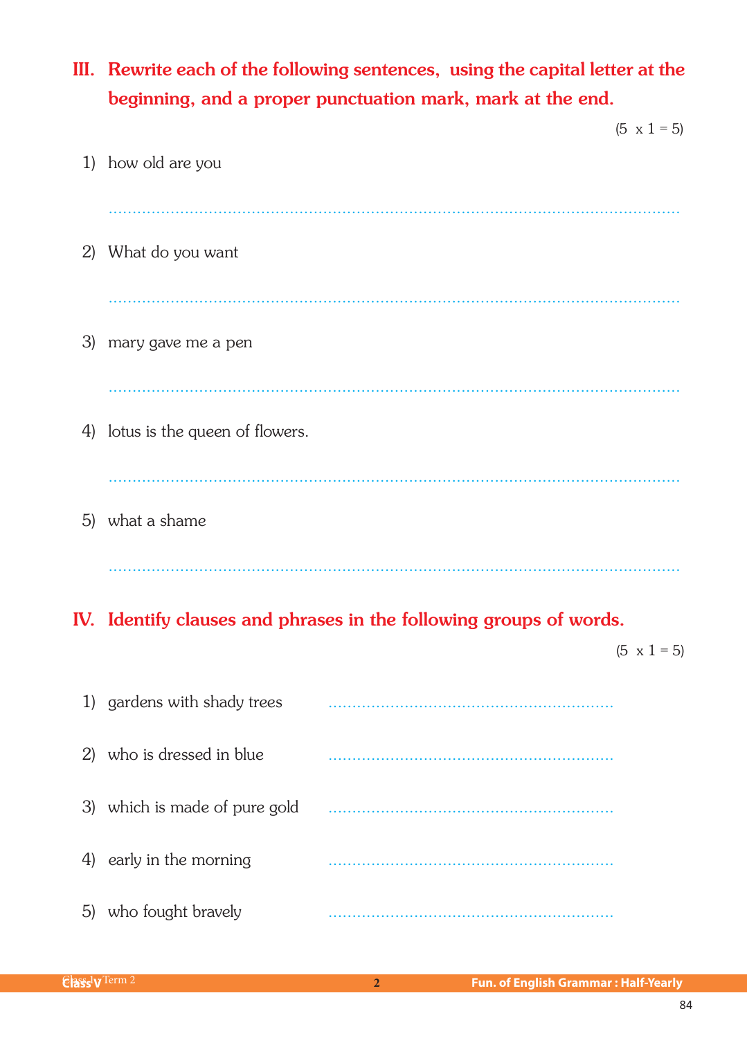## III. Rewrite each of the following sentences, using the capital letter at the beginning, and a proper punctuation mark, mark at the end.

(5 x 1 = 5)

1) how old are you

..........................................................................................................................

2) What do you want

..........................................................................................................................

3) mary gave me a pen

..........................................................................................................................

4) lotus is the queen of flowers.

..........................................................................................................................

5) what a shame

..........................................................................................................................

## IV. Identify clauses and phrases in the following groups of words.

(5 x 1 = 5)

1) gardens with shady trees ............................................................

2) who is dressed in blue ............................................................

3) which is made of pure gold ............................................................

4) early in the morning ............................................................

5) who fought bravely ............................................................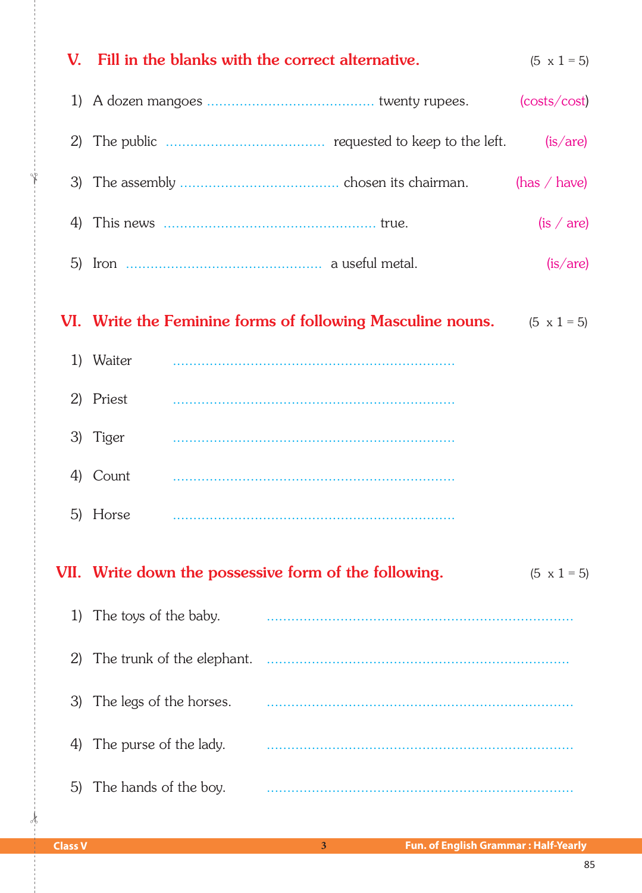## V. Fill in the blanks with the correct alternative. (5 x 1 = 5)

1) A dozen mangoes ........................................ twenty rupees. (costs/cost)

2) The public ...................................... requested to keep to the left. (is/are)

3) The assembly ...................................... chosen its chairman. (has / have)

4) This news .................................................... true. (is / are)

5) Iron ................................................ a useful metal. (is/are)

## VI. Write the Feminine forms of following Masculine nouns. (5 x 1 = 5)

1) Waiter ....................................................................

2) Priest ....................................................................

3) Tiger ....................................................................

4) Count ....................................................................

5) Horse ....................................................................

## VII. Write down the possessive form of the following. (5 x 1 = 5)

1) The toys of the baby. ..........................................................................

2) The trunk of the elephant. ..........................................................................

3) The legs of the horses. ..........................................................................

4) The purse of the lady. ..........................................................................

5) The hands of the boy. ..........................................................................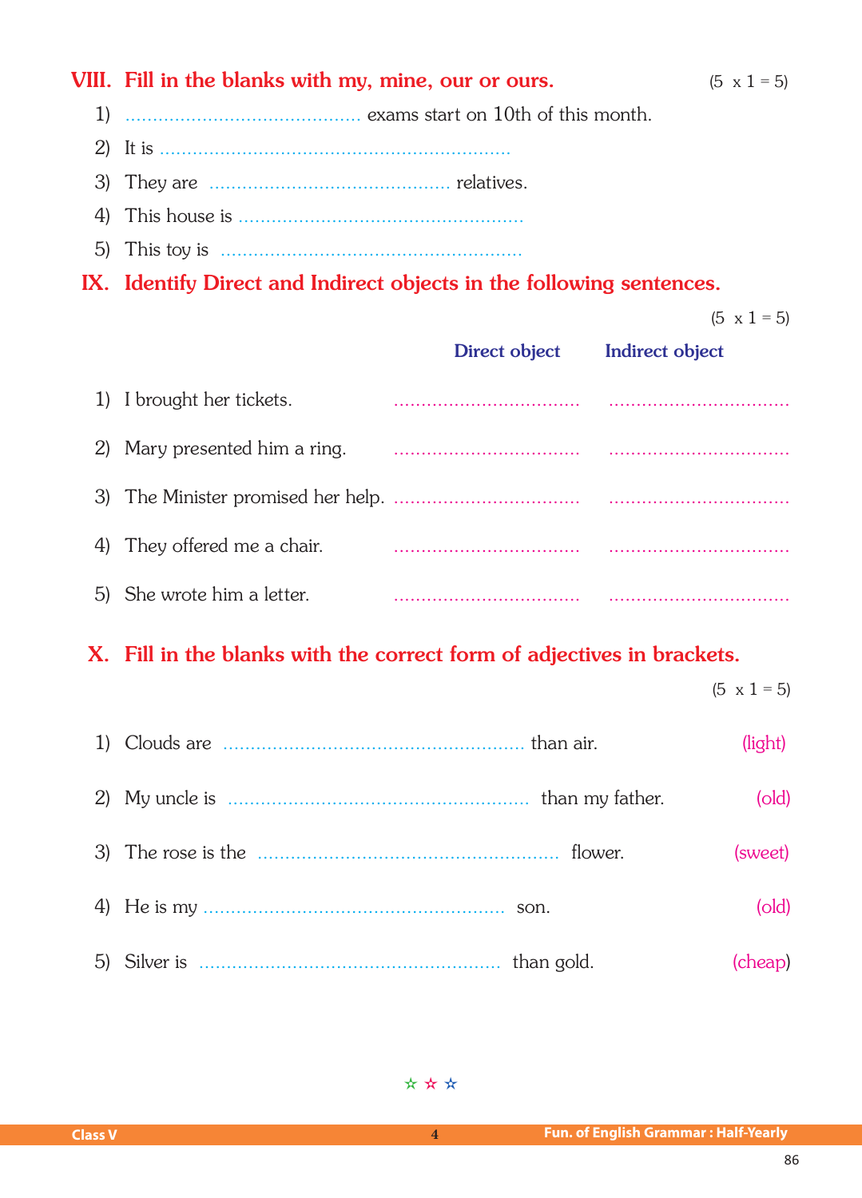## VIII. Fill in the blanks with my, mine, our or ours. (5 x 1 = 5)

1) ........................................... exams start on 10th of this month.
2) It is ................................................................
3) They are ............................................ relatives.
4) This house is ....................................................
5) This toy is ......................................................

## IX. Identify Direct and Indirect objects in the following sentences.

(5 x 1 = 5)

| | Direct object | Indirect object |
|---|---|---|
| 1) I brought her tickets. | .................................. | .................................. |
| 2) Mary presented him a ring. | .................................. | .................................. |
| 3) The Minister promised her help. | .................................. | .................................. |
| 4) They offered me a chair. | .................................. | .................................. |
| 5) She wrote him a letter. | .................................. | .................................. |

## X. Fill in the blanks with the correct form of adjectives in brackets.

(5 x 1 = 5)

1) Clouds are ...................................................... than air. (light)
2) My uncle is ...................................................... than my father. (old)
3) The rose is the ...................................................... flower. (sweet)
4) He is my ...................................................... son. (old)
5) Silver is ...................................................... than gold. (cheap)

☆ ☆ ☆